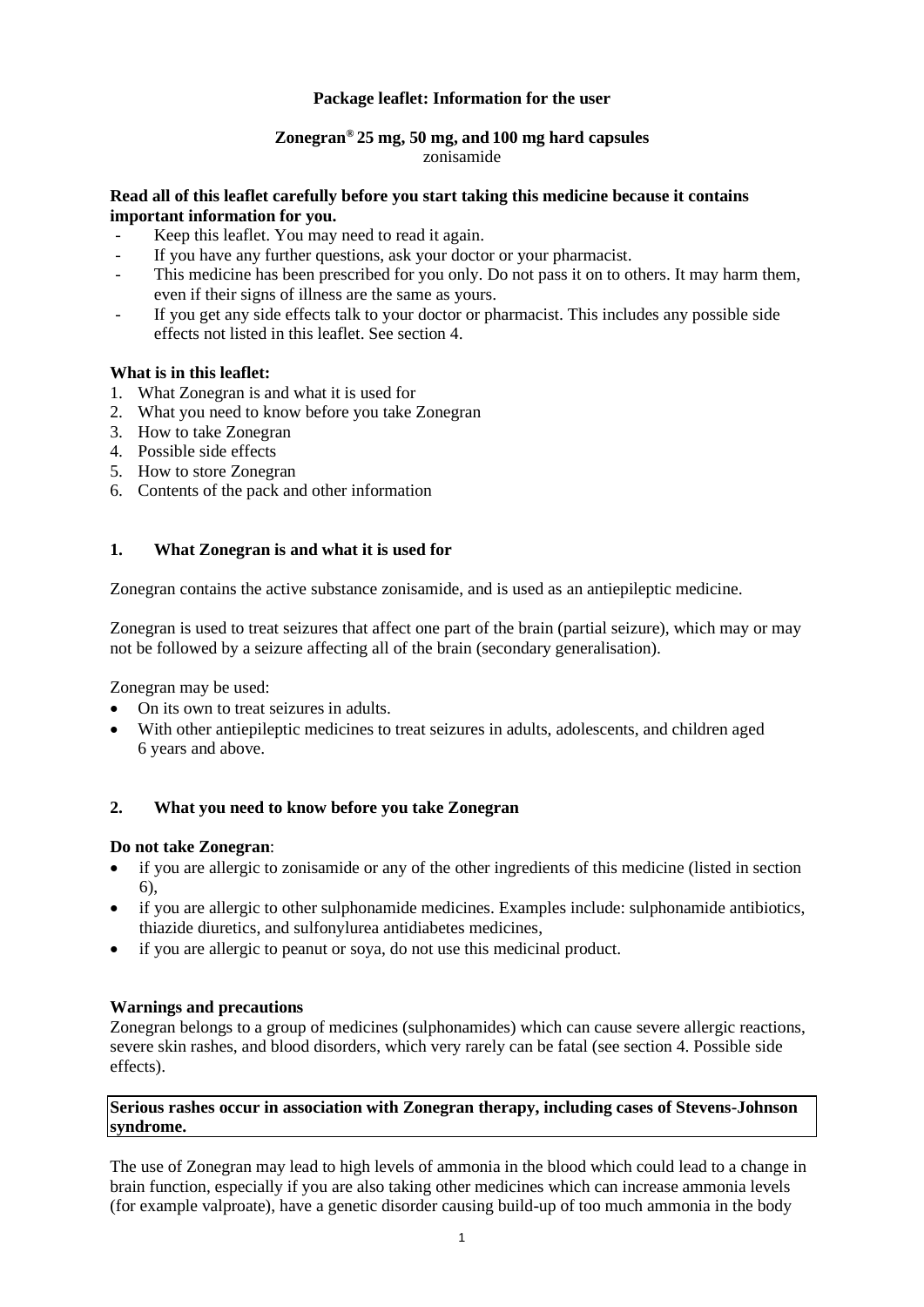**Package leaflet: Information for the user**

**Zonegran® 25 mg, 50 mg, and 100 mg hard capsules**
zonisamide

**Read all of this leaflet carefully before you start taking this medicine because it contains important information for you.**

- Keep this leaflet. You may need to read it again.
- If you have any further questions, ask your doctor or your pharmacist.
- This medicine has been prescribed for you only. Do not pass it on to others. It may harm them, even if their signs of illness are the same as yours.
- If you get any side effects talk to your doctor or pharmacist. This includes any possible side effects not listed in this leaflet. See section 4.

**What is in this leaflet:**

1. What Zonegran is and what it is used for
2. What you need to know before you take Zonegran
3. How to take Zonegran
4. Possible side effects
5. How to store Zonegran
6. Contents of the pack and other information

## 1. What Zonegran is and what it is used for

Zonegran contains the active substance zonisamide, and is used as an antiepileptic medicine.

Zonegran is used to treat seizures that affect one part of the brain (partial seizure), which may or may not be followed by a seizure affecting all of the brain (secondary generalisation).

Zonegran may be used:

- On its own to treat seizures in adults.
- With other antiepileptic medicines to treat seizures in adults, adolescents, and children aged 6 years and above.

## 2. What you need to know before you take Zonegran

**Do not take Zonegran**:

- if you are allergic to zonisamide or any of the other ingredients of this medicine (listed in section 6),
- if you are allergic to other sulphonamide medicines. Examples include: sulphonamide antibiotics, thiazide diuretics, and sulfonylurea antidiabetes medicines,
- if you are allergic to peanut or soya, do not use this medicinal product.

**Warnings and precautions**

Zonegran belongs to a group of medicines (sulphonamides) which can cause severe allergic reactions, severe skin rashes, and blood disorders, which very rarely can be fatal (see section 4. Possible side effects).

**Serious rashes occur in association with Zonegran therapy, including cases of Stevens-Johnson syndrome.**

The use of Zonegran may lead to high levels of ammonia in the blood which could lead to a change in brain function, especially if you are also taking other medicines which can increase ammonia levels (for example valproate), have a genetic disorder causing build-up of too much ammonia in the body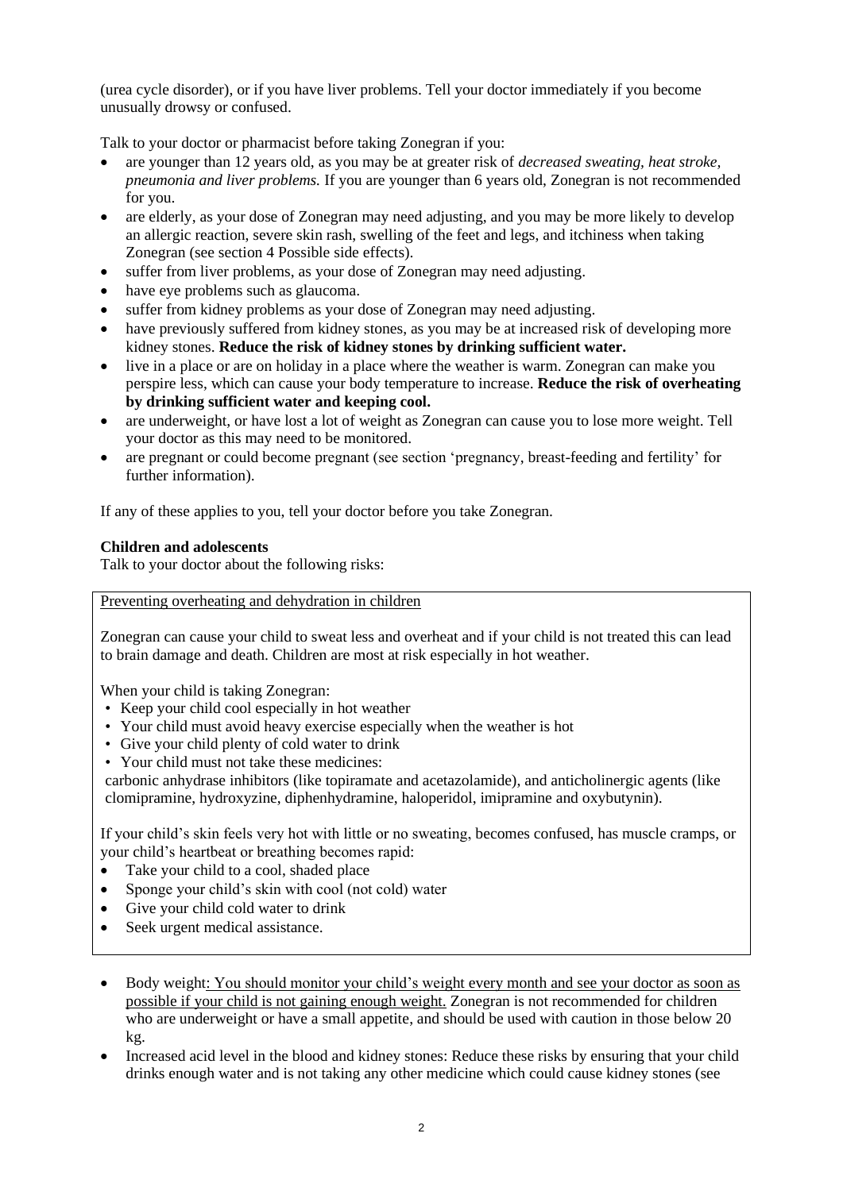(urea cycle disorder), or if you have liver problems. Tell your doctor immediately if you become unusually drowsy or confused.

Talk to your doctor or pharmacist before taking Zonegran if you:

- are younger than 12 years old, as you may be at greater risk of *decreased sweating, heat stroke, pneumonia and liver problems.* If you are younger than 6 years old, Zonegran is not recommended for you.
- are elderly, as your dose of Zonegran may need adjusting, and you may be more likely to develop an allergic reaction, severe skin rash, swelling of the feet and legs, and itchiness when taking Zonegran (see section 4 Possible side effects).
- suffer from liver problems, as your dose of Zonegran may need adjusting.
- have eye problems such as glaucoma.
- suffer from kidney problems as your dose of Zonegran may need adjusting.
- have previously suffered from kidney stones, as you may be at increased risk of developing more kidney stones. **Reduce the risk of kidney stones by drinking sufficient water.**
- live in a place or are on holiday in a place where the weather is warm. Zonegran can make you perspire less, which can cause your body temperature to increase. **Reduce the risk of overheating by drinking sufficient water and keeping cool.**
- are underweight, or have lost a lot of weight as Zonegran can cause you to lose more weight. Tell your doctor as this may need to be monitored.
- are pregnant or could become pregnant (see section 'pregnancy, breast-feeding and fertility' for further information).

If any of these applies to you, tell your doctor before you take Zonegran.

**Children and adolescents**

Talk to your doctor about the following risks:

Preventing overheating and dehydration in children

Zonegran can cause your child to sweat less and overheat and if your child is not treated this can lead to brain damage and death. Children are most at risk especially in hot weather.

When your child is taking Zonegran:

- Keep your child cool especially in hot weather
- Your child must avoid heavy exercise especially when the weather is hot
- Give your child plenty of cold water to drink
- Your child must not take these medicines:

carbonic anhydrase inhibitors (like topiramate and acetazolamide), and anticholinergic agents (like clomipramine, hydroxyzine, diphenhydramine, haloperidol, imipramine and oxybutynin).

If your child's skin feels very hot with little or no sweating, becomes confused, has muscle cramps, or your child's heartbeat or breathing becomes rapid:

- Take your child to a cool, shaded place
- Sponge your child's skin with cool (not cold) water
- Give your child cold water to drink
- Seek urgent medical assistance.

- Body weight: You should monitor your child's weight every month and see your doctor as soon as possible if your child is not gaining enough weight. Zonegran is not recommended for children who are underweight or have a small appetite, and should be used with caution in those below 20 kg.
- Increased acid level in the blood and kidney stones: Reduce these risks by ensuring that your child drinks enough water and is not taking any other medicine which could cause kidney stones (see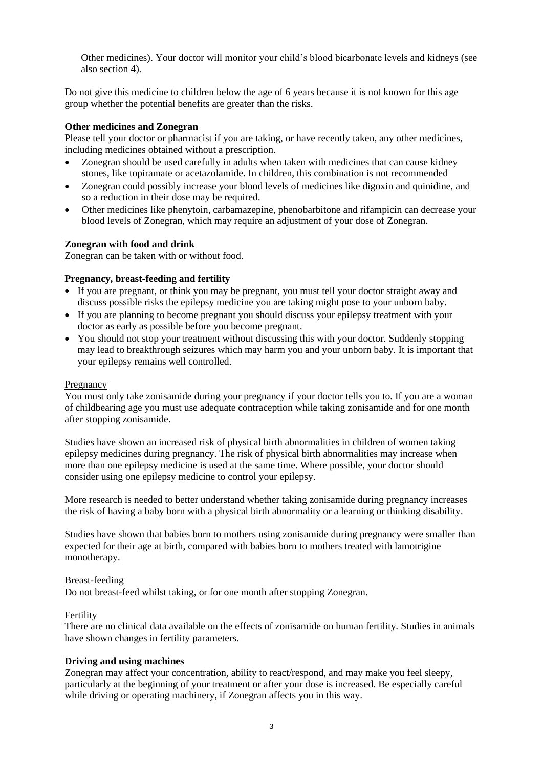Other medicines). Your doctor will monitor your child's blood bicarbonate levels and kidneys (see also section 4).

Do not give this medicine to children below the age of 6 years because it is not known for this age group whether the potential benefits are greater than the risks.

**Other medicines and Zonegran**

Please tell your doctor or pharmacist if you are taking, or have recently taken, any other medicines, including medicines obtained without a prescription.

- Zonegran should be used carefully in adults when taken with medicines that can cause kidney stones, like topiramate or acetazolamide. In children, this combination is not recommended
- Zonegran could possibly increase your blood levels of medicines like digoxin and quinidine, and so a reduction in their dose may be required.
- Other medicines like phenytoin, carbamazepine, phenobarbitone and rifampicin can decrease your blood levels of Zonegran, which may require an adjustment of your dose of Zonegran.

**Zonegran with food and drink**

Zonegran can be taken with or without food.

**Pregnancy, breast-feeding and fertility**

- If you are pregnant, or think you may be pregnant, you must tell your doctor straight away and discuss possible risks the epilepsy medicine you are taking might pose to your unborn baby.
- If you are planning to become pregnant you should discuss your epilepsy treatment with your doctor as early as possible before you become pregnant.
- You should not stop your treatment without discussing this with your doctor. Suddenly stopping may lead to breakthrough seizures which may harm you and your unborn baby. It is important that your epilepsy remains well controlled.

Pregnancy

You must only take zonisamide during your pregnancy if your doctor tells you to. If you are a woman of childbearing age you must use adequate contraception while taking zonisamide and for one month after stopping zonisamide.

Studies have shown an increased risk of physical birth abnormalities in children of women taking epilepsy medicines during pregnancy. The risk of physical birth abnormalities may increase when more than one epilepsy medicine is used at the same time. Where possible, your doctor should consider using one epilepsy medicine to control your epilepsy.

More research is needed to better understand whether taking zonisamide during pregnancy increases the risk of having a baby born with a physical birth abnormality or a learning or thinking disability.

Studies have shown that babies born to mothers using zonisamide during pregnancy were smaller than expected for their age at birth, compared with babies born to mothers treated with lamotrigine monotherapy.

Breast-feeding

Do not breast-feed whilst taking, or for one month after stopping Zonegran.

Fertility

There are no clinical data available on the effects of zonisamide on human fertility. Studies in animals have shown changes in fertility parameters.

**Driving and using machines**

Zonegran may affect your concentration, ability to react/respond, and may make you feel sleepy, particularly at the beginning of your treatment or after your dose is increased. Be especially careful while driving or operating machinery, if Zonegran affects you in this way.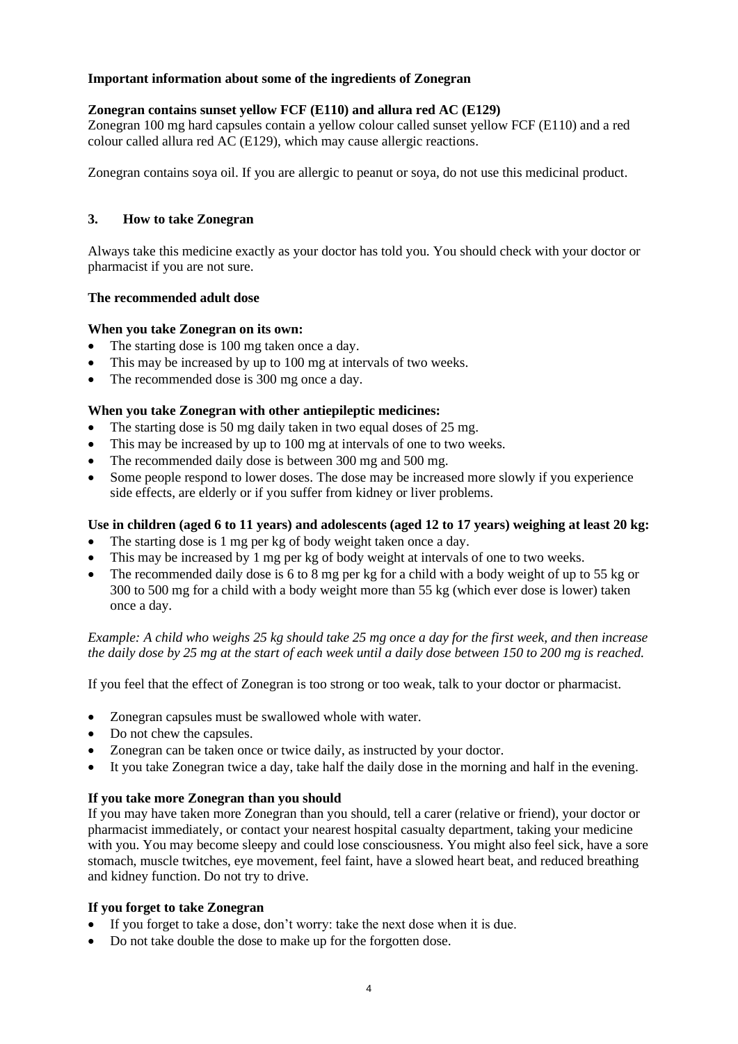**Important information about some of the ingredients of Zonegran**

**Zonegran contains sunset yellow FCF (E110) and allura red AC (E129)**

Zonegran 100 mg hard capsules contain a yellow colour called sunset yellow FCF (E110) and a red colour called allura red AC (E129), which may cause allergic reactions.

Zonegran contains soya oil. If you are allergic to peanut or soya, do not use this medicinal product.

## 3. How to take Zonegran

Always take this medicine exactly as your doctor has told you. You should check with your doctor or pharmacist if you are not sure.

**The recommended adult dose**

**When you take Zonegran on its own:**

- The starting dose is 100 mg taken once a day.
- This may be increased by up to 100 mg at intervals of two weeks.
- The recommended dose is 300 mg once a day.

**When you take Zonegran with other antiepileptic medicines:**

- The starting dose is 50 mg daily taken in two equal doses of 25 mg.
- This may be increased by up to 100 mg at intervals of one to two weeks.
- The recommended daily dose is between 300 mg and 500 mg.
- Some people respond to lower doses. The dose may be increased more slowly if you experience side effects, are elderly or if you suffer from kidney or liver problems.

**Use in children (aged 6 to 11 years) and adolescents (aged 12 to 17 years) weighing at least 20 kg:**

- The starting dose is 1 mg per kg of body weight taken once a day.
- This may be increased by 1 mg per kg of body weight at intervals of one to two weeks.
- The recommended daily dose is 6 to 8 mg per kg for a child with a body weight of up to 55 kg or 300 to 500 mg for a child with a body weight more than 55 kg (which ever dose is lower) taken once a day.

*Example: A child who weighs 25 kg should take 25 mg once a day for the first week, and then increase the daily dose by 25 mg at the start of each week until a daily dose between 150 to 200 mg is reached.*

If you feel that the effect of Zonegran is too strong or too weak, talk to your doctor or pharmacist.

- Zonegran capsules must be swallowed whole with water.
- Do not chew the capsules.
- Zonegran can be taken once or twice daily, as instructed by your doctor.
- It you take Zonegran twice a day, take half the daily dose in the morning and half in the evening.

**If you take more Zonegran than you should**

If you may have taken more Zonegran than you should, tell a carer (relative or friend), your doctor or pharmacist immediately, or contact your nearest hospital casualty department, taking your medicine with you. You may become sleepy and could lose consciousness. You might also feel sick, have a sore stomach, muscle twitches, eye movement, feel faint, have a slowed heart beat, and reduced breathing and kidney function. Do not try to drive.

**If you forget to take Zonegran**

- If you forget to take a dose, don't worry: take the next dose when it is due.
- Do not take double the dose to make up for the forgotten dose.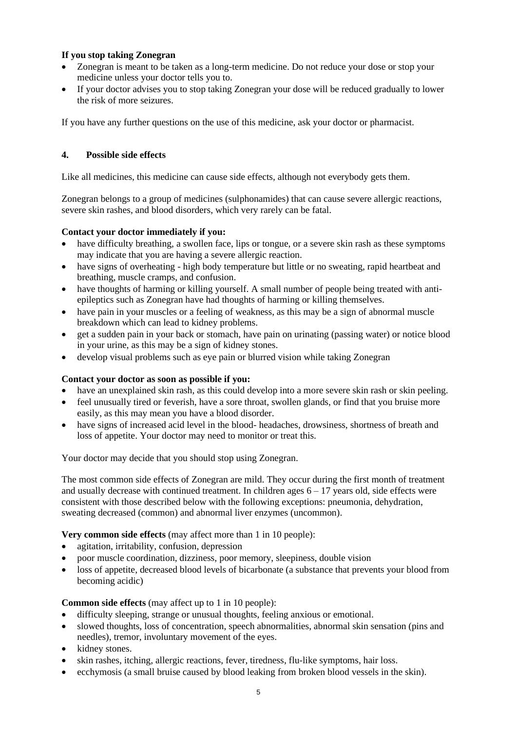**If you stop taking Zonegran**

- Zonegran is meant to be taken as a long-term medicine. Do not reduce your dose or stop your medicine unless your doctor tells you to.
- If your doctor advises you to stop taking Zonegran your dose will be reduced gradually to lower the risk of more seizures.

If you have any further questions on the use of this medicine, ask your doctor or pharmacist.

## 4. Possible side effects

Like all medicines, this medicine can cause side effects, although not everybody gets them.

Zonegran belongs to a group of medicines (sulphonamides) that can cause severe allergic reactions, severe skin rashes, and blood disorders, which very rarely can be fatal.

**Contact your doctor immediately if you:**

- have difficulty breathing, a swollen face, lips or tongue, or a severe skin rash as these symptoms may indicate that you are having a severe allergic reaction.
- have signs of overheating - high body temperature but little or no sweating, rapid heartbeat and breathing, muscle cramps, and confusion.
- have thoughts of harming or killing yourself. A small number of people being treated with anti-epileptics such as Zonegran have had thoughts of harming or killing themselves.
- have pain in your muscles or a feeling of weakness, as this may be a sign of abnormal muscle breakdown which can lead to kidney problems.
- get a sudden pain in your back or stomach, have pain on urinating (passing water) or notice blood in your urine, as this may be a sign of kidney stones.
- develop visual problems such as eye pain or blurred vision while taking Zonegran

**Contact your doctor as soon as possible if you:**

- have an unexplained skin rash, as this could develop into a more severe skin rash or skin peeling.
- feel unusually tired or feverish, have a sore throat, swollen glands, or find that you bruise more easily, as this may mean you have a blood disorder.
- have signs of increased acid level in the blood- headaches, drowsiness, shortness of breath and loss of appetite. Your doctor may need to monitor or treat this.

Your doctor may decide that you should stop using Zonegran.

The most common side effects of Zonegran are mild. They occur during the first month of treatment and usually decrease with continued treatment. In children ages 6 – 17 years old, side effects were consistent with those described below with the following exceptions: pneumonia, dehydration, sweating decreased (common) and abnormal liver enzymes (uncommon).

**Very common side effects** (may affect more than 1 in 10 people):

- agitation, irritability, confusion, depression
- poor muscle coordination, dizziness, poor memory, sleepiness, double vision
- loss of appetite, decreased blood levels of bicarbonate (a substance that prevents your blood from becoming acidic)

**Common side effects** (may affect up to 1 in 10 people):

- difficulty sleeping, strange or unusual thoughts, feeling anxious or emotional.
- slowed thoughts, loss of concentration, speech abnormalities, abnormal skin sensation (pins and needles), tremor, involuntary movement of the eyes.
- kidney stones.
- skin rashes, itching, allergic reactions, fever, tiredness, flu-like symptoms, hair loss.
- ecchymosis (a small bruise caused by blood leaking from broken blood vessels in the skin).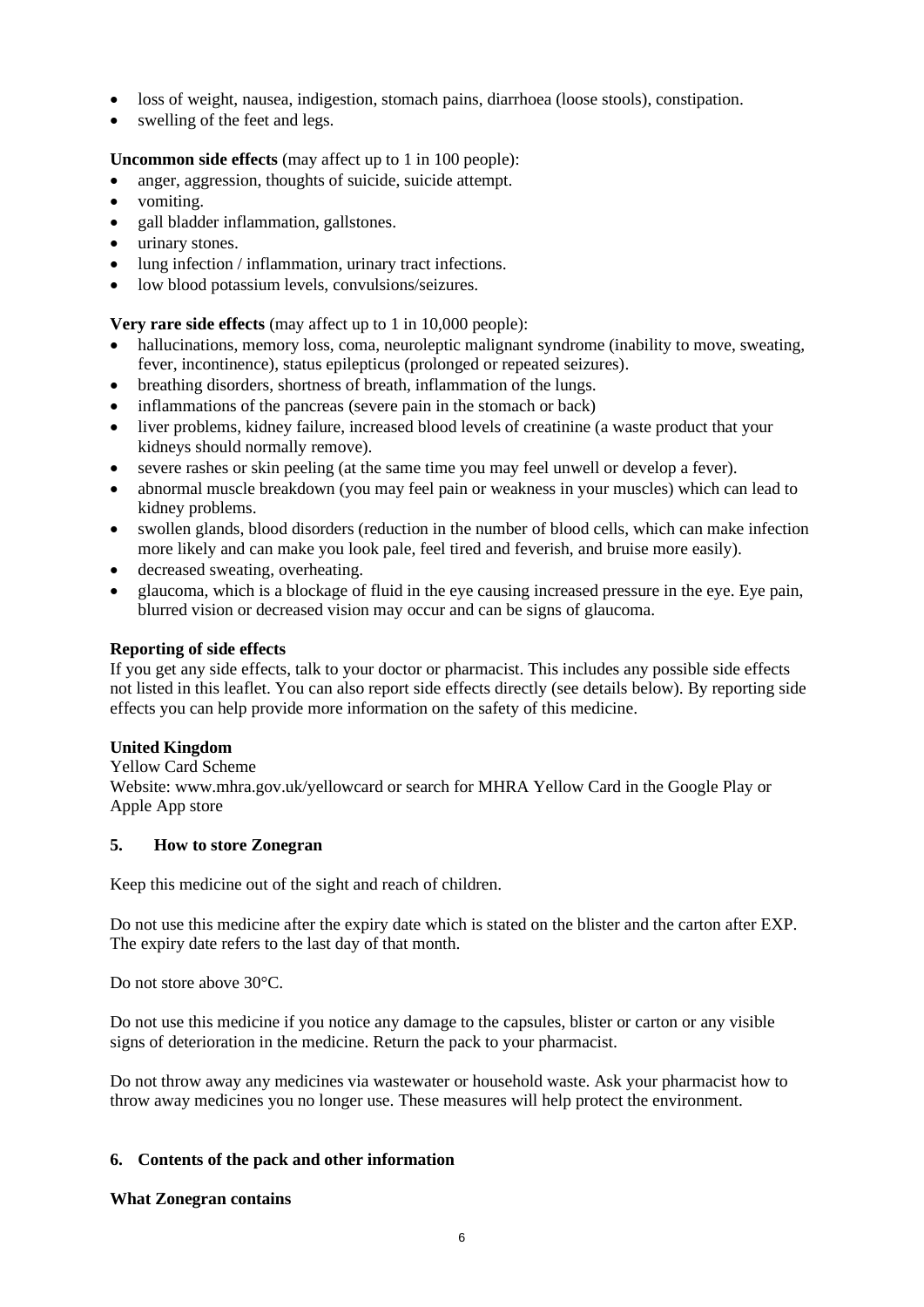- loss of weight, nausea, indigestion, stomach pains, diarrhoea (loose stools), constipation.
- swelling of the feet and legs.

**Uncommon side effects** (may affect up to 1 in 100 people):

- anger, aggression, thoughts of suicide, suicide attempt.
- vomiting.
- gall bladder inflammation, gallstones.
- urinary stones.
- lung infection / inflammation, urinary tract infections.
- low blood potassium levels, convulsions/seizures.

**Very rare side effects** (may affect up to 1 in 10,000 people):

- hallucinations, memory loss, coma, neuroleptic malignant syndrome (inability to move, sweating, fever, incontinence), status epilepticus (prolonged or repeated seizures).
- breathing disorders, shortness of breath, inflammation of the lungs.
- inflammations of the pancreas (severe pain in the stomach or back)
- liver problems, kidney failure, increased blood levels of creatinine (a waste product that your kidneys should normally remove).
- severe rashes or skin peeling (at the same time you may feel unwell or develop a fever).
- abnormal muscle breakdown (you may feel pain or weakness in your muscles) which can lead to kidney problems.
- swollen glands, blood disorders (reduction in the number of blood cells, which can make infection more likely and can make you look pale, feel tired and feverish, and bruise more easily).
- decreased sweating, overheating.
- glaucoma, which is a blockage of fluid in the eye causing increased pressure in the eye. Eye pain, blurred vision or decreased vision may occur and can be signs of glaucoma.

**Reporting of side effects**

If you get any side effects, talk to your doctor or pharmacist. This includes any possible side effects not listed in this leaflet. You can also report side effects directly (see details below). By reporting side effects you can help provide more information on the safety of this medicine.

**United Kingdom**

Yellow Card Scheme

Website: www.mhra.gov.uk/yellowcard or search for MHRA Yellow Card in the Google Play or Apple App store

## 5. How to store Zonegran

Keep this medicine out of the sight and reach of children.

Do not use this medicine after the expiry date which is stated on the blister and the carton after EXP. The expiry date refers to the last day of that month.

Do not store above 30°C.

Do not use this medicine if you notice any damage to the capsules, blister or carton or any visible signs of deterioration in the medicine. Return the pack to your pharmacist.

Do not throw away any medicines via wastewater or household waste. Ask your pharmacist how to throw away medicines you no longer use. These measures will help protect the environment.

## 6. Contents of the pack and other information

**What Zonegran contains**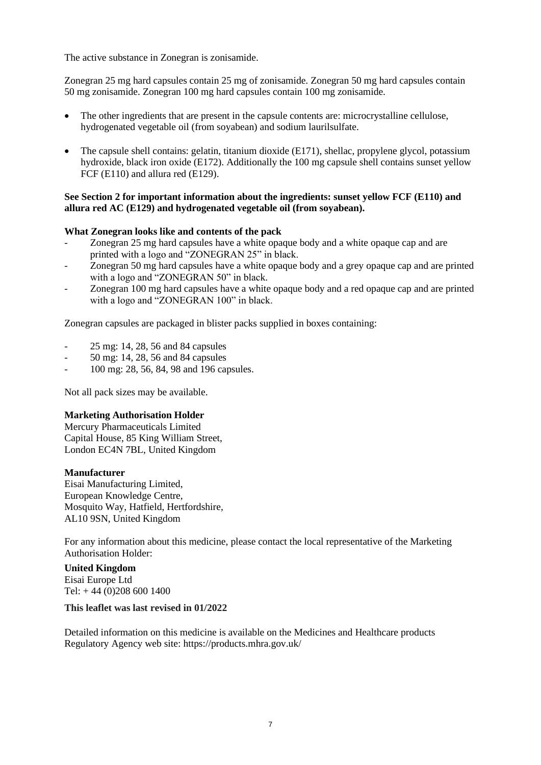The active substance in Zonegran is zonisamide.

Zonegran 25 mg hard capsules contain 25 mg of zonisamide. Zonegran 50 mg hard capsules contain 50 mg zonisamide. Zonegran 100 mg hard capsules contain 100 mg zonisamide.

- The other ingredients that are present in the capsule contents are: microcrystalline cellulose, hydrogenated vegetable oil (from soyabean) and sodium laurilsulfate.
- The capsule shell contains: gelatin, titanium dioxide (E171), shellac, propylene glycol, potassium hydroxide, black iron oxide (E172). Additionally the 100 mg capsule shell contains sunset yellow FCF (E110) and allura red (E129).

**See Section 2 for important information about the ingredients: sunset yellow FCF (E110) and allura red AC (E129) and hydrogenated vegetable oil (from soyabean).**

**What Zonegran looks like and contents of the pack**

- Zonegran 25 mg hard capsules have a white opaque body and a white opaque cap and are printed with a logo and "ZONEGRAN 25" in black.
- Zonegran 50 mg hard capsules have a white opaque body and a grey opaque cap and are printed with a logo and "ZONEGRAN 50" in black.
- Zonegran 100 mg hard capsules have a white opaque body and a red opaque cap and are printed with a logo and "ZONEGRAN 100" in black.

Zonegran capsules are packaged in blister packs supplied in boxes containing:

- 25 mg: 14, 28, 56 and 84 capsules
- 50 mg: 14, 28, 56 and 84 capsules
- 100 mg: 28, 56, 84, 98 and 196 capsules.

Not all pack sizes may be available.

**Marketing Authorisation Holder**

Mercury Pharmaceuticals Limited
Capital House, 85 King William Street,
London EC4N 7BL, United Kingdom

**Manufacturer**

Eisai Manufacturing Limited,
European Knowledge Centre,
Mosquito Way, Hatfield, Hertfordshire,
AL10 9SN, United Kingdom

For any information about this medicine, please contact the local representative of the Marketing Authorisation Holder:

**United Kingdom**

Eisai Europe Ltd
Tel: + 44 (0)208 600 1400

**This leaflet was last revised in 01/2022**

Detailed information on this medicine is available on the Medicines and Healthcare products Regulatory Agency web site: https://products.mhra.gov.uk/